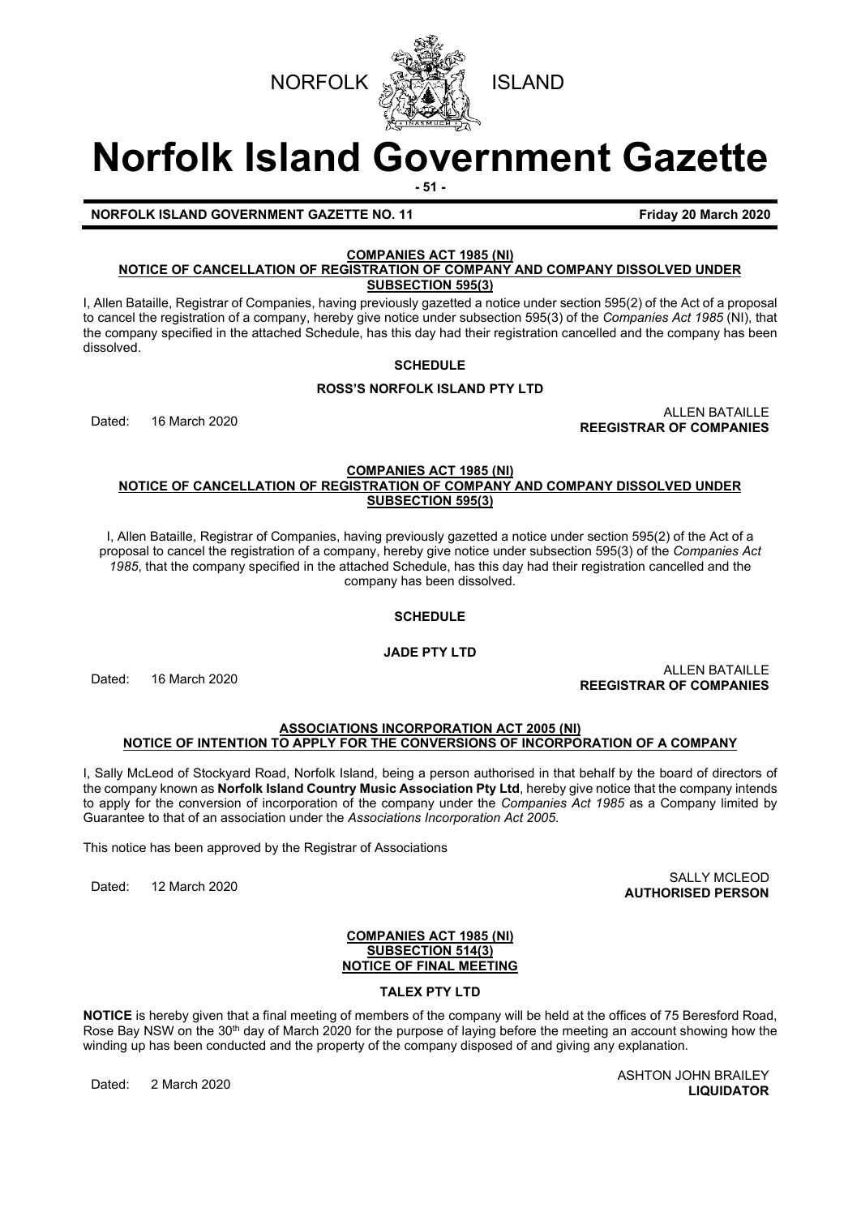NORFOLK ISLAND

# Norfolk Island Government Gazette

**NORFOLK ISLAND GOVERNMENT GAZETTE NO. 11** — **Friday 20 March 2020**

**COMPANIES ACT 1985 (NI)**
**NOTICE OF CANCELLATION OF REGISTRATION OF COMPANY AND COMPANY DISSOLVED UNDER SUBSECTION 595(3)**

I, Allen Bataille, Registrar of Companies, having previously gazetted a notice under section 595(2) of the Act of a proposal to cancel the registration of a company, hereby give notice under subsection 595(3) of the *Companies Act 1985* (NI), that the company specified in the attached Schedule, has this day had their registration cancelled and the company has been dissolved.

**SCHEDULE**

**ROSS'S NORFOLK ISLAND PTY LTD**

Dated: 16 March 2020

ALLEN BATAILLE
**REEGISTRAR OF COMPANIES**

**COMPANIES ACT 1985 (NI)**
**NOTICE OF CANCELLATION OF REGISTRATION OF COMPANY AND COMPANY DISSOLVED UNDER SUBSECTION 595(3)**

I, Allen Bataille, Registrar of Companies, having previously gazetted a notice under section 595(2) of the Act of a proposal to cancel the registration of a company, hereby give notice under subsection 595(3) of the *Companies Act 1985*, that the company specified in the attached Schedule, has this day had their registration cancelled and the company has been dissolved.

**SCHEDULE**

**JADE PTY LTD**

Dated: 16 March 2020

ALLEN BATAILLE
**REEGISTRAR OF COMPANIES**

**ASSOCIATIONS INCORPORATION ACT 2005 (NI)**
**NOTICE OF INTENTION TO APPLY FOR THE CONVERSIONS OF INCORPORATION OF A COMPANY**

I, Sally McLeod of Stockyard Road, Norfolk Island, being a person authorised in that behalf by the board of directors of the company known as **Norfolk Island Country Music Association Pty Ltd**, hereby give notice that the company intends to apply for the conversion of incorporation of the company under the *Companies Act 1985* as a Company limited by Guarantee to that of an association under the *Associations Incorporation Act 2005*.

This notice has been approved by the Registrar of Associations

Dated: 12 March 2020

SALLY MCLEOD
**AUTHORISED PERSON**

**COMPANIES ACT 1985 (NI)**
**SUBSECTION 514(3)**
**NOTICE OF FINAL MEETING**

**TALEX PTY LTD**

**NOTICE** is hereby given that a final meeting of members of the company will be held at the offices of 75 Beresford Road, Rose Bay NSW on the 30th day of March 2020 for the purpose of laying before the meeting an account showing how the winding up has been conducted and the property of the company disposed of and giving any explanation.

Dated: 2 March 2020

ASHTON JOHN BRAILEY
**LIQUIDATOR**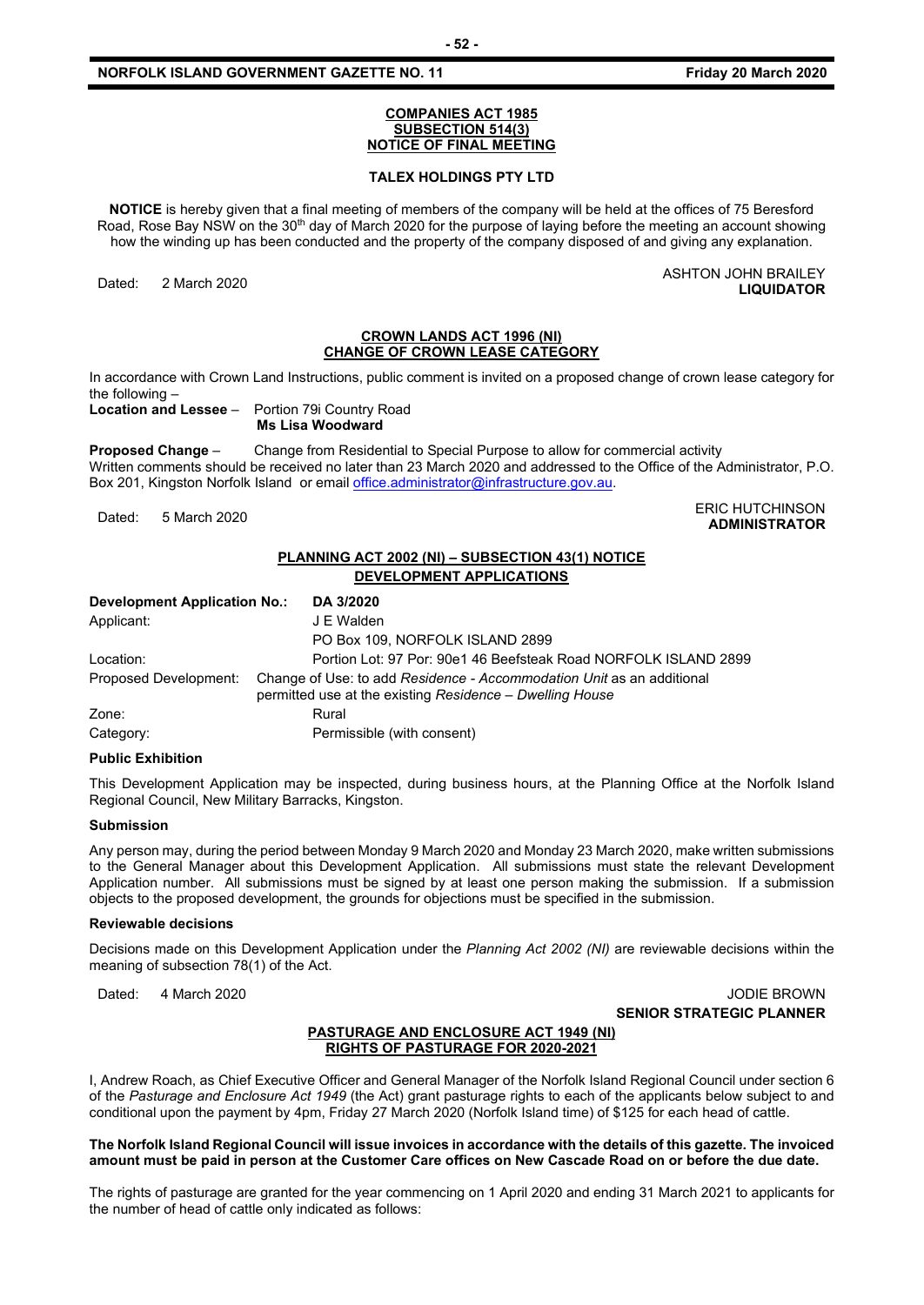**COMPANIES ACT 1985**
**SUBSECTION 514(3)**
**NOTICE OF FINAL MEETING**

**TALEX HOLDINGS PTY LTD**

**NOTICE** is hereby given that a final meeting of members of the company will be held at the offices of 75 Beresford Road, Rose Bay NSW on the 30th day of March 2020 for the purpose of laying before the meeting an account showing how the winding up has been conducted and the property of the company disposed of and giving any explanation.

Dated: 2 March 2020

ASHTON JOHN BRAILEY
**LIQUIDATOR**

**CROWN LANDS ACT 1996 (NI)**
**CHANGE OF CROWN LEASE CATEGORY**

In accordance with Crown Land Instructions, public comment is invited on a proposed change of crown lease category for the following –

**Location and Lessee** – Portion 79i Country Road
**Ms Lisa Woodward**

**Proposed Change** – Change from Residential to Special Purpose to allow for commercial activity

Written comments should be received no later than 23 March 2020 and addressed to the Office of the Administrator, P.O. Box 201, Kingston Norfolk Island or email office.administrator@infrastructure.gov.au.

Dated: 5 March 2020

ERIC HUTCHINSON
**ADMINISTRATOR**

**PLANNING ACT 2002 (NI) – SUBSECTION 43(1) NOTICE**
**DEVELOPMENT APPLICATIONS**

| **Development Application No.:** | **DA 3/2020** |
|---|---|
| Applicant: | J E Walden<br>PO Box 109, NORFOLK ISLAND 2899 |
| Location: | Portion Lot: 97 Por: 90e1 46 Beefsteak Road NORFOLK ISLAND 2899 |
| Proposed Development: | Change of Use: to add *Residence - Accommodation Unit* as an additional permitted use at the existing *Residence – Dwelling House* |
| Zone: | Rural |
| Category: | Permissible (with consent) |

**Public Exhibition**

This Development Application may be inspected, during business hours, at the Planning Office at the Norfolk Island Regional Council, New Military Barracks, Kingston.

**Submission**

Any person may, during the period between Monday 9 March 2020 and Monday 23 March 2020, make written submissions to the General Manager about this Development Application. All submissions must state the relevant Development Application number. All submissions must be signed by at least one person making the submission. If a submission objects to the proposed development, the grounds for objections must be specified in the submission.

**Reviewable decisions**

Decisions made on this Development Application under the *Planning Act 2002 (NI)* are reviewable decisions within the meaning of subsection 78(1) of the Act.

Dated: 4 March 2020

JODIE BROWN
**SENIOR STRATEGIC PLANNER**

**PASTURAGE AND ENCLOSURE ACT 1949 (NI)**
**RIGHTS OF PASTURAGE FOR 2020-2021**

I, Andrew Roach, as Chief Executive Officer and General Manager of the Norfolk Island Regional Council under section 6 of the *Pasturage and Enclosure Act 1949* (the Act) grant pasturage rights to each of the applicants below subject to and conditional upon the payment by 4pm, Friday 27 March 2020 (Norfolk Island time) of $125 for each head of cattle.

**The Norfolk Island Regional Council will issue invoices in accordance with the details of this gazette. The invoiced amount must be paid in person at the Customer Care offices on New Cascade Road on or before the due date.**

The rights of pasturage are granted for the year commencing on 1 April 2020 and ending 31 March 2021 to applicants for the number of head of cattle only indicated as follows: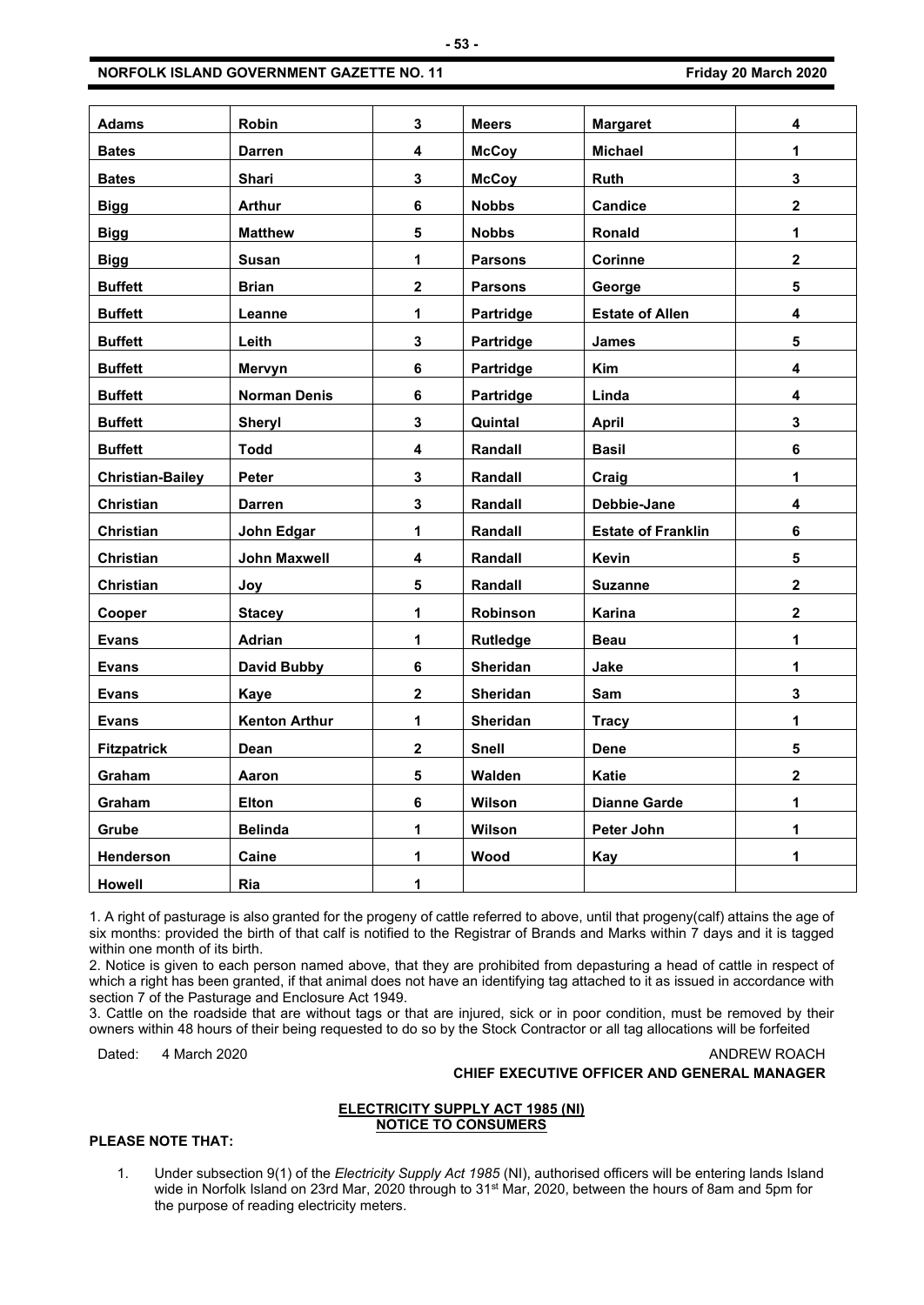| Adams | Robin | 3 | Meers | Margaret | 4 |
|---|---|---|---|---|---|
| Bates | Darren | 4 | McCoy | Michael | 1 |
| Bates | Shari | 3 | McCoy | Ruth | 3 |
| Bigg | Arthur | 6 | Nobbs | Candice | 2 |
| Bigg | Matthew | 5 | Nobbs | Ronald | 1 |
| Bigg | Susan | 1 | Parsons | Corinne | 2 |
| Buffett | Brian | 2 | Parsons | George | 5 |
| Buffett | Leanne | 1 | Partridge | Estate of Allen | 4 |
| Buffett | Leith | 3 | Partridge | James | 5 |
| Buffett | Mervyn | 6 | Partridge | Kim | 4 |
| Buffett | Norman Denis | 6 | Partridge | Linda | 4 |
| Buffett | Sheryl | 3 | Quintal | April | 3 |
| Buffett | Todd | 4 | Randall | Basil | 6 |
| Christian-Bailey | Peter | 3 | Randall | Craig | 1 |
| Christian | Darren | 3 | Randall | Debbie-Jane | 4 |
| Christian | John Edgar | 1 | Randall | Estate of Franklin | 6 |
| Christian | John Maxwell | 4 | Randall | Kevin | 5 |
| Christian | Joy | 5 | Randall | Suzanne | 2 |
| Cooper | Stacey | 1 | Robinson | Karina | 2 |
| Evans | Adrian | 1 | Rutledge | Beau | 1 |
| Evans | David Bubby | 6 | Sheridan | Jake | 1 |
| Evans | Kaye | 2 | Sheridan | Sam | 3 |
| Evans | Kenton Arthur | 1 | Sheridan | Tracy | 1 |
| Fitzpatrick | Dean | 2 | Snell | Dene | 5 |
| Graham | Aaron | 5 | Walden | Katie | 2 |
| Graham | Elton | 6 | Wilson | Dianne Garde | 1 |
| Grube | Belinda | 1 | Wilson | Peter John | 1 |
| Henderson | Caine | 1 | Wood | Kay | 1 |
| Howell | Ria | 1 | | | |

1. A right of pasturage is also granted for the progeny of cattle referred to above, until that progeny(calf) attains the age of six months: provided the birth of that calf is notified to the Registrar of Brands and Marks within 7 days and it is tagged within one month of its birth.

2. Notice is given to each person named above, that they are prohibited from depasturing a head of cattle in respect of which a right has been granted, if that animal does not have an identifying tag attached to it as issued in accordance with section 7 of the Pasturage and Enclosure Act 1949.

3. Cattle on the roadside that are without tags or that are injured, sick or in poor condition, must be removed by their owners within 48 hours of their being requested to do so by the Stock Contractor or all tag allocations will be forfeited

Dated: 4 March 2020

ANDREW ROACH
**CHIEF EXECUTIVE OFFICER AND GENERAL MANAGER**

**ELECTRICITY SUPPLY ACT 1985 (NI)**
**NOTICE TO CONSUMERS**

**PLEASE NOTE THAT:**

1. Under subsection 9(1) of the *Electricity Supply Act 1985* (NI), authorised officers will be entering lands Island wide in Norfolk Island on 23rd Mar, 2020 through to 31st Mar, 2020, between the hours of 8am and 5pm for the purpose of reading electricity meters.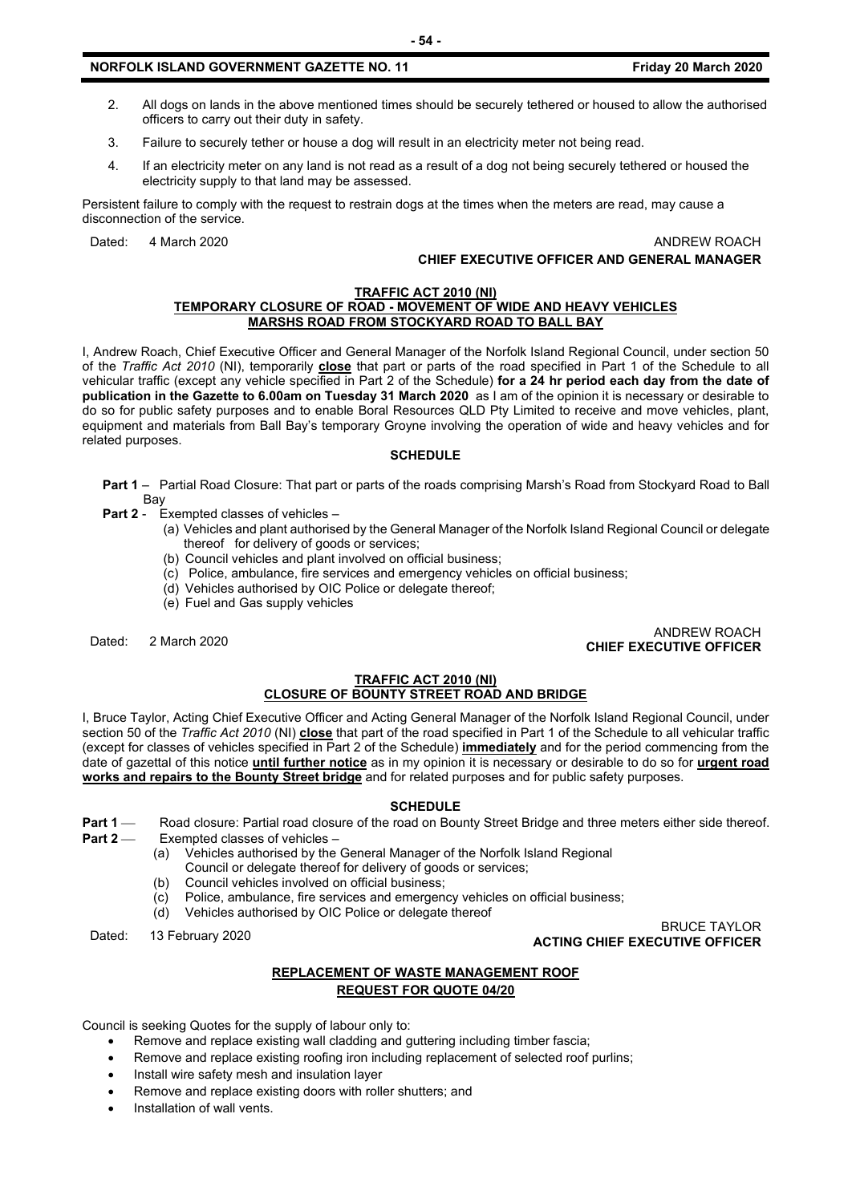2. All dogs on lands in the above mentioned times should be securely tethered or housed to allow the authorised officers to carry out their duty in safety.
3. Failure to securely tether or house a dog will result in an electricity meter not being read.
4. If an electricity meter on any land is not read as a result of a dog not being securely tethered or housed the electricity supply to that land may be assessed.

Persistent failure to comply with the request to restrain dogs at the times when the meters are read, may cause a disconnection of the service.

Dated: 4 March 2020

ANDREW ROACH
**CHIEF EXECUTIVE OFFICER AND GENERAL MANAGER**

**TRAFFIC ACT 2010 (NI)**
**TEMPORARY CLOSURE OF ROAD - MOVEMENT OF WIDE AND HEAVY VEHICLES**
**MARSHS ROAD FROM STOCKYARD ROAD TO BALL BAY**

I, Andrew Roach, Chief Executive Officer and General Manager of the Norfolk Island Regional Council, under section 50 of the *Traffic Act 2010* (NI), temporarily **close** that part or parts of the road specified in Part 1 of the Schedule to all vehicular traffic (except any vehicle specified in Part 2 of the Schedule) **for a 24 hr period each day from the date of publication in the Gazette to 6.00am on Tuesday 31 March 2020** as I am of the opinion it is necessary or desirable to do so for public safety purposes and to enable Boral Resources QLD Pty Limited to receive and move vehicles, plant, equipment and materials from Ball Bay's temporary Groyne involving the operation of wide and heavy vehicles and for related purposes.

**SCHEDULE**

**Part 1** – Partial Road Closure: That part or parts of the roads comprising Marsh's Road from Stockyard Road to Ball Bay

**Part 2** - Exempted classes of vehicles –

(a) Vehicles and plant authorised by the General Manager of the Norfolk Island Regional Council or delegate thereof for delivery of goods or services;
(b) Council vehicles and plant involved on official business;
(c) Police, ambulance, fire services and emergency vehicles on official business;
(d) Vehicles authorised by OIC Police or delegate thereof;
(e) Fuel and Gas supply vehicles

Dated: 2 March 2020

ANDREW ROACH
**CHIEF EXECUTIVE OFFICER**

**TRAFFIC ACT 2010 (NI)**
**CLOSURE OF BOUNTY STREET ROAD AND BRIDGE**

I, Bruce Taylor, Acting Chief Executive Officer and Acting General Manager of the Norfolk Island Regional Council, under section 50 of the *Traffic Act 2010* (NI) **close** that part of the road specified in Part 1 of the Schedule to all vehicular traffic (except for classes of vehicles specified in Part 2 of the Schedule) **immediately** and for the period commencing from the date of gazettal of this notice **until further notice** as in my opinion it is necessary or desirable to do so for **urgent road works and repairs to the Bounty Street bridge** and for related purposes and for public safety purposes.

**SCHEDULE**

**Part 1** — Road closure: Partial road closure of the road on Bounty Street Bridge and three meters either side thereof.

**Part 2** — Exempted classes of vehicles –

(a) Vehicles authorised by the General Manager of the Norfolk Island Regional Council or delegate thereof for delivery of goods or services;
(b) Council vehicles involved on official business;
(c) Police, ambulance, fire services and emergency vehicles on official business;
(d) Vehicles authorised by OIC Police or delegate thereof

Dated: 13 February 2020

BRUCE TAYLOR
**ACTING CHIEF EXECUTIVE OFFICER**

**REPLACEMENT OF WASTE MANAGEMENT ROOF**
**REQUEST FOR QUOTE 04/20**

Council is seeking Quotes for the supply of labour only to:

- Remove and replace existing wall cladding and guttering including timber fascia;
- Remove and replace existing roofing iron including replacement of selected roof purlins;
- Install wire safety mesh and insulation layer
- Remove and replace existing doors with roller shutters; and
- Installation of wall vents.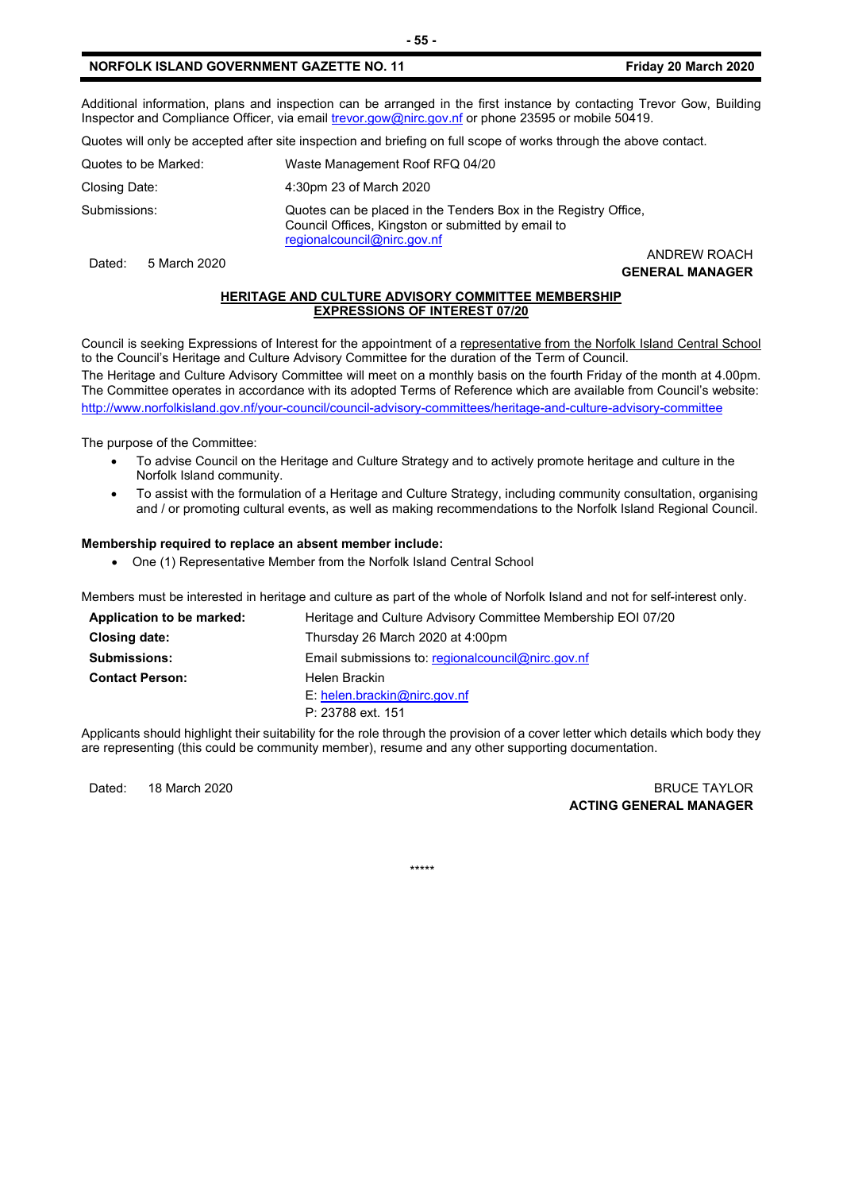Additional information, plans and inspection can be arranged in the first instance by contacting Trevor Gow, Building Inspector and Compliance Officer, via email trevor.gow@nirc.gov.nf or phone 23595 or mobile 50419.

Quotes will only be accepted after site inspection and briefing on full scope of works through the above contact.

| | |
|---|---|
| Quotes to be Marked: | Waste Management Roof RFQ 04/20 |
| Closing Date: | 4:30pm 23 of March 2020 |
| Submissions: | Quotes can be placed in the Tenders Box in the Registry Office, Council Offices, Kingston or submitted by email to regionalcouncil@nirc.gov.nf |

Dated: 5 March 2020

ANDREW ROACH
**GENERAL MANAGER**

## HERITAGE AND CULTURE ADVISORY COMMITTEE MEMBERSHIP EXPRESSIONS OF INTEREST 07/20

Council is seeking Expressions of Interest for the appointment of a representative from the Norfolk Island Central School to the Council's Heritage and Culture Advisory Committee for the duration of the Term of Council.

The Heritage and Culture Advisory Committee will meet on a monthly basis on the fourth Friday of the month at 4.00pm. The Committee operates in accordance with its adopted Terms of Reference which are available from Council's website: http://www.norfolkisland.gov.nf/your-council/council-advisory-committees/heritage-and-culture-advisory-committee

The purpose of the Committee:

- To advise Council on the Heritage and Culture Strategy and to actively promote heritage and culture in the Norfolk Island community.
- To assist with the formulation of a Heritage and Culture Strategy, including community consultation, organising and / or promoting cultural events, as well as making recommendations to the Norfolk Island Regional Council.

**Membership required to replace an absent member include:**

- One (1) Representative Member from the Norfolk Island Central School

Members must be interested in heritage and culture as part of the whole of Norfolk Island and not for self-interest only.

| | |
|---|---|
| **Application to be marked:** | Heritage and Culture Advisory Committee Membership EOI 07/20 |
| **Closing date:** | Thursday 26 March 2020 at 4:00pm |
| **Submissions:** | Email submissions to: regionalcouncil@nirc.gov.nf |
| **Contact Person:** | Helen Brackin<br>E: helen.brackin@nirc.gov.nf<br>P: 23788 ext. 151 |

Applicants should highlight their suitability for the role through the provision of a cover letter which details which body they are representing (this could be community member), resume and any other supporting documentation.

Dated: 18 March 2020

BRUCE TAYLOR
**ACTING GENERAL MANAGER**

*****